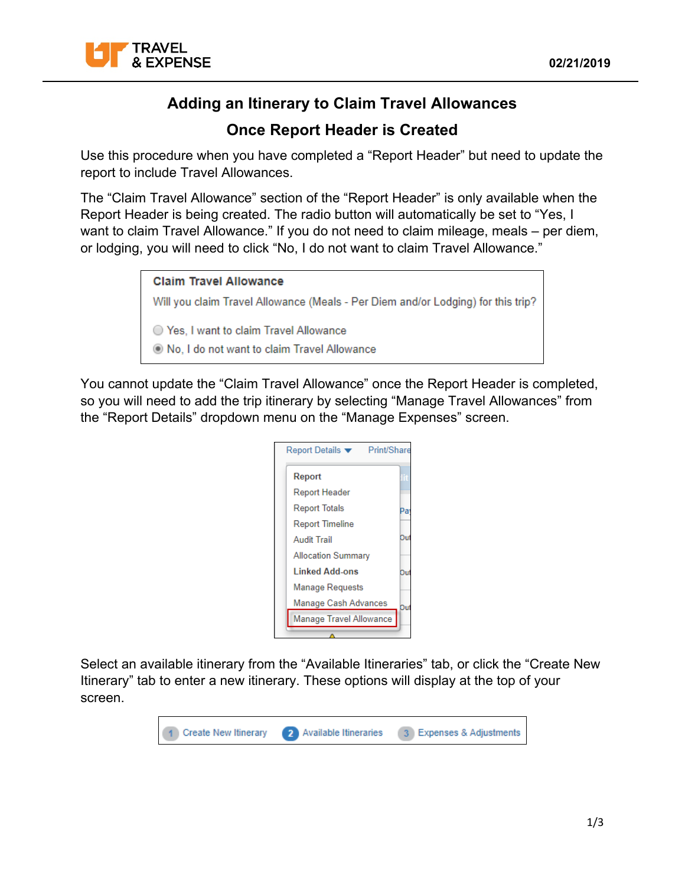# Adding an Itinerary to Claim Travel Allowances

## Once Report Header is Created

Use this procedure when you have completed a “Report Header” but need to update the report to include Travel Allowances.

The “Claim Travel Allowance” section of the “Report Header” is only available when the Report Header is being created. The radio button will automatically be set to “Yes, I want to claim Travel Allowance.” If you do not need to claim mileage, meals – per diem, or lodging, you will need to click “No, I do not want to claim Travel Allowance.”

**Claim Travel Allowance**

Will you claim Travel Allowance (Meals - Per Diem and/or Lodging) for this trip?

- Yes, I want to claim Travel Allowance
- No, I do not want to claim Travel Allowance

You cannot update the “Claim Travel Allowance” once the Report Header is completed, so you will need to add the trip itinerary by selecting “Manage Travel Allowances” from the “Report Details” dropdown menu on the “Manage Expenses” screen.

Report Details ▾ Print/Share

**Report**
- Report Header
- Report Totals
- Report Timeline
- Audit Trail
- Allocation Summary

**Linked Add-ons**
- Manage Requests
- Manage Cash Advances
- Manage Travel Allowance

Select an available itinerary from the “Available Itineraries” tab, or click the “Create New Itinerary” tab to enter a new itinerary. These options will display at the top of your screen.

1 Create New Itinerary 2 Available Itineraries 3 Expenses & Adjustments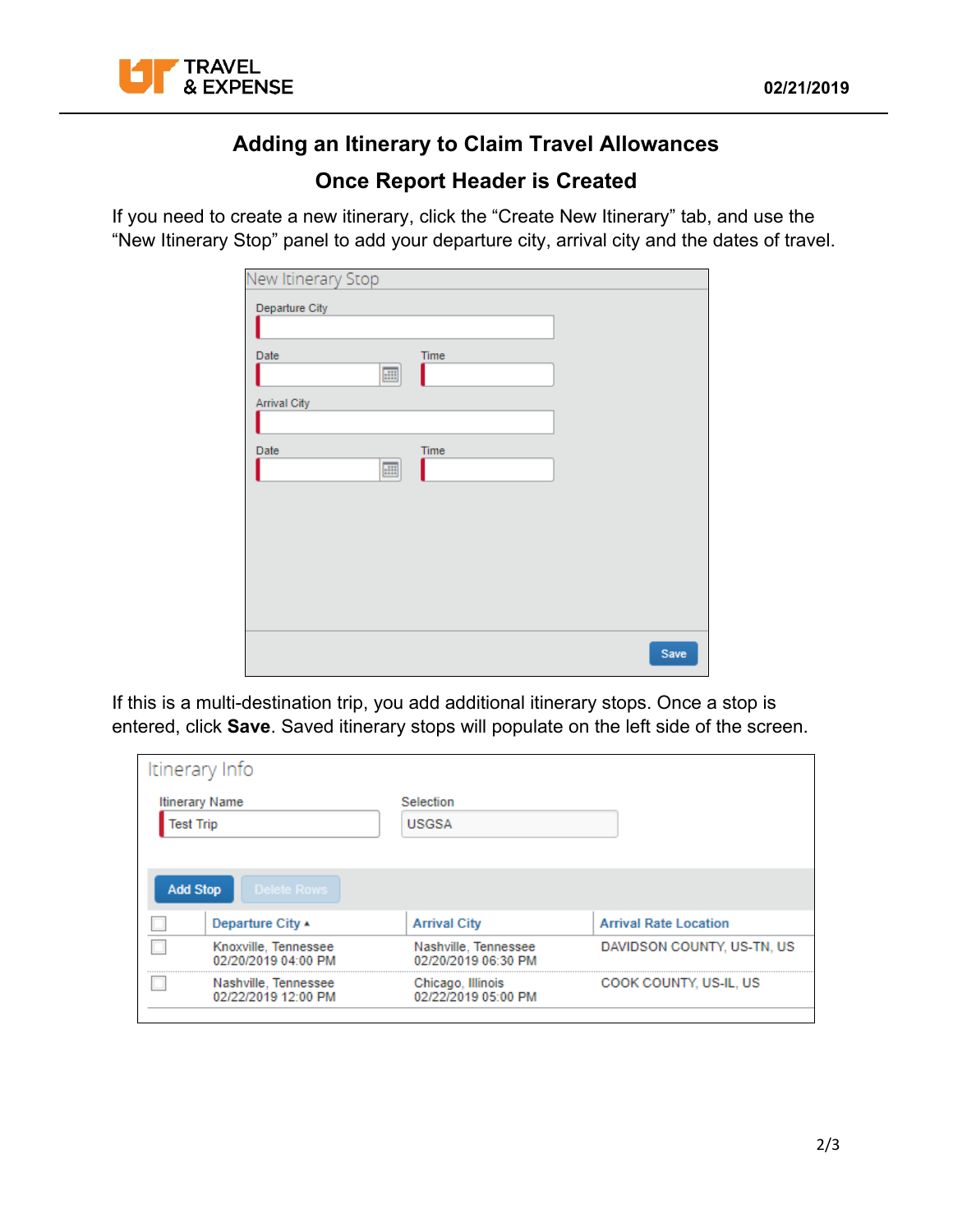## Adding an Itinerary to Claim Travel Allowances

## Once Report Header is Created

If you need to create a new itinerary, click the “Create New Itinerary” tab, and use the “New Itinerary Stop” panel to add your departure city, arrival city and the dates of travel.

New Itinerary Stop

Departure City

Date Time

Arrival City

Date Time

Save

If this is a multi-destination trip, you add additional itinerary stops. Once a stop is entered, click **Save**. Saved itinerary stops will populate on the left side of the screen.

Itinerary Info

Itinerary Name: Test Trip

Selection: USGSA

Add Stop | Delete Rows

| Departure City | Arrival City | Arrival Rate Location |
|---|---|---|
| Knoxville, Tennessee 02/20/2019 04:00 PM | Nashville, Tennessee 02/20/2019 06:30 PM | DAVIDSON COUNTY, US-TN, US |
| Nashville, Tennessee 02/22/2019 12:00 PM | Chicago, Illinois 02/22/2019 05:00 PM | COOK COUNTY, US-IL, US |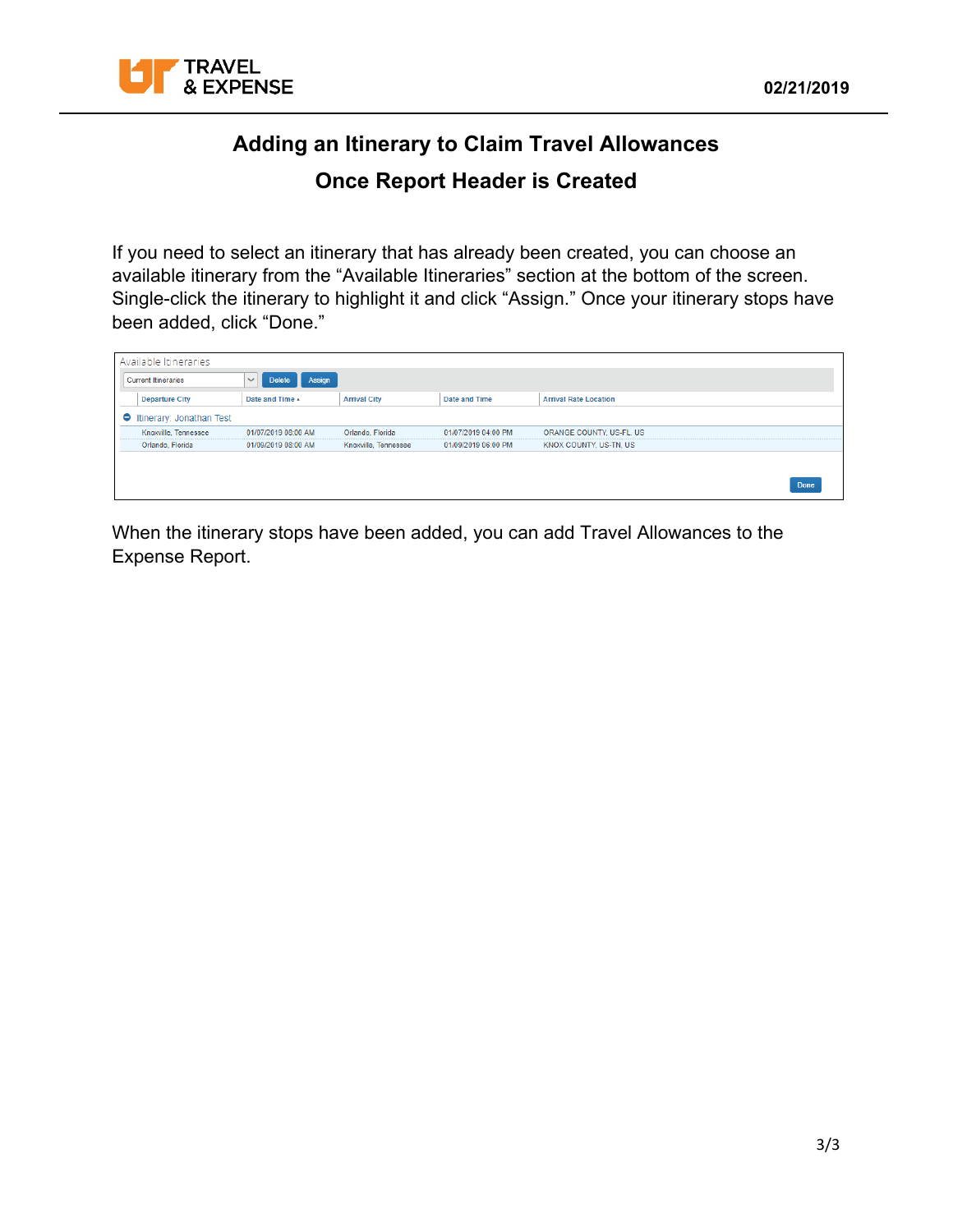# Adding an Itinerary to Claim Travel Allowances

## Once Report Header is Created

If you need to select an itinerary that has already been created, you can choose an available itinerary from the "Available Itineraries" section at the bottom of the screen. Single-click the itinerary to highlight it and click "Assign." Once your itinerary stops have been added, click "Done."

Available Itineraries

Current Itineraries | Delete | Assign

| Departure City | Date and Time | Arrival City | Date and Time | Arrival Rate Location |
| --- | --- | --- | --- | --- |
| Itinerary: Jonathan Test | | | | |
| Knoxville, Tennessee | 01/07/2019 08:00 AM | Orlando, Florida | 01/07/2019 04:00 PM | ORANGE COUNTY, US-FL, US |
| Orlando, Florida | 01/09/2019 08:00 AM | Knoxville, Tennessee | 01/09/2019 06:00 PM | KNOX COUNTY, US-TN, US |

Done

When the itinerary stops have been added, you can add Travel Allowances to the Expense Report.